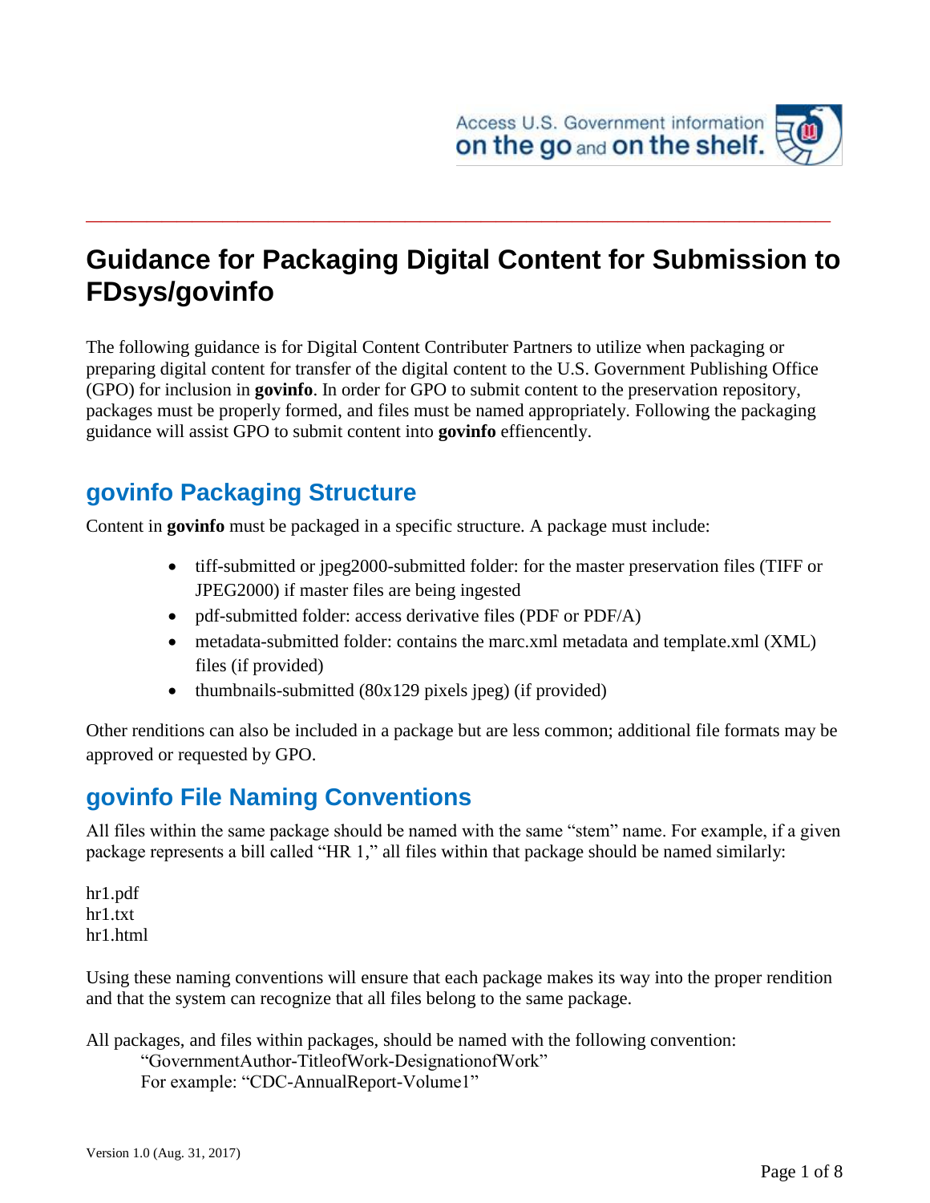# Guidance for Packaging Digital Content for Submission to FDsys/govinfo

The following guidance is for Digital Content Contributer Partners to utilize when packaging or preparing digital content for transfer of the digital content to the U.S. Government Publishing Office (GPO) for inclusion in **govinfo**. In order for GPO to submit content to the preservation repository, packages must be properly formed, and files must be named appropriately. Following the packaging guidance will assist GPO to submit content into **govinfo** effiencently.

## govinfo Packaging Structure

Content in **govinfo** must be packaged in a specific structure. A package must include:

- tiff-submitted or jpeg2000-submitted folder: for the master preservation files (TIFF or JPEG2000) if master files are being ingested
- pdf-submitted folder: access derivative files (PDF or PDF/A)
- metadata-submitted folder: contains the marc.xml metadata and template.xml (XML) files (if provided)
- thumbnails-submitted (80x129 pixels jpeg) (if provided)

Other renditions can also be included in a package but are less common; additional file formats may be approved or requested by GPO.

## govinfo File Naming Conventions

All files within the same package should be named with the same "stem" name. For example, if a given package represents a bill called "HR 1," all files within that package should be named similarly:

hr1.pdf
hr1.txt
hr1.html

Using these naming conventions will ensure that each package makes its way into the proper rendition and that the system can recognize that all files belong to the same package.

All packages, and files within packages, should be named with the following convention:

"GovernmentAuthor-TitleofWork-DesignationofWork"
For example: "CDC-AnnualReport-Volume1"

Version 1.0 (Aug. 31, 2017)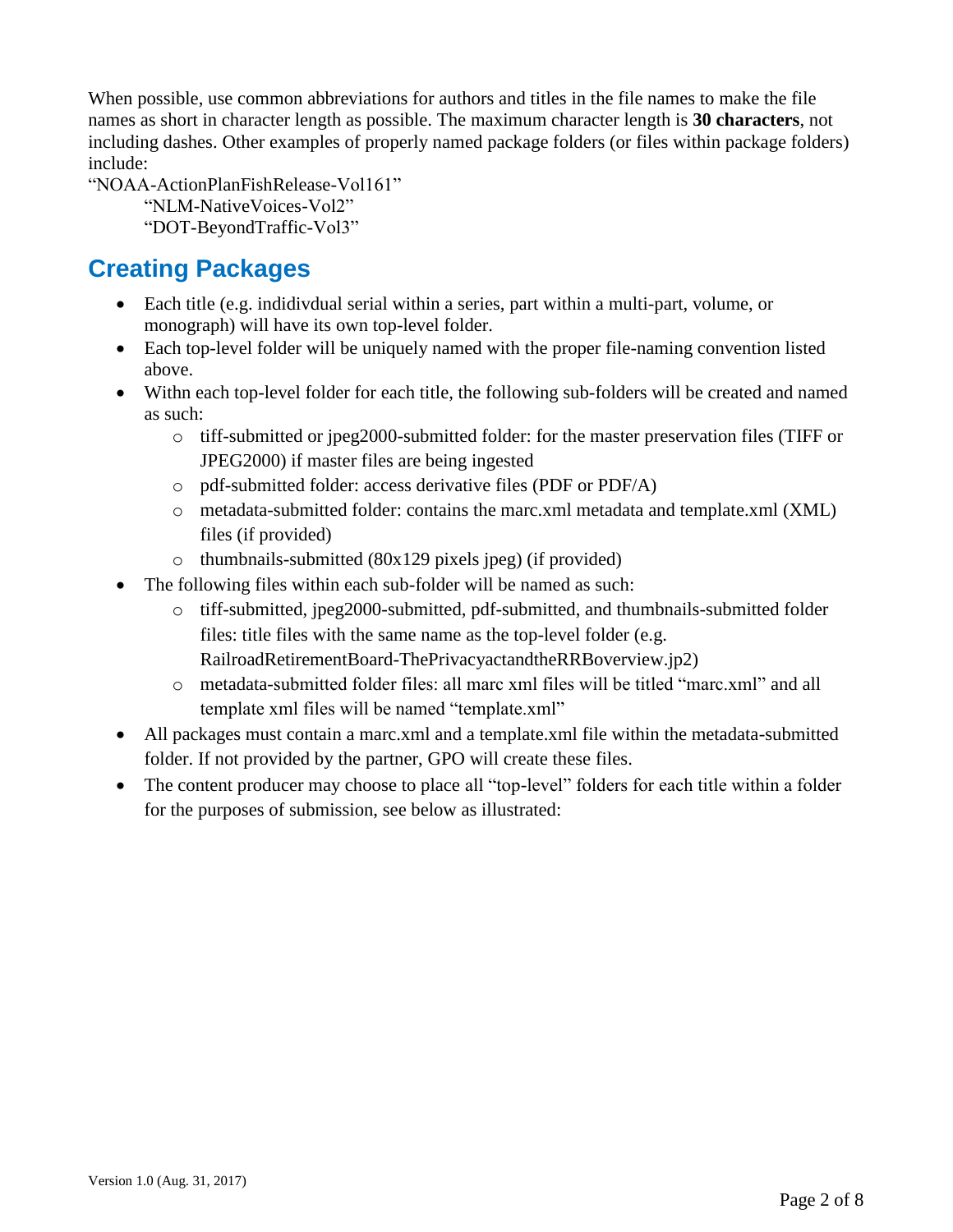When possible, use common abbreviations for authors and titles in the file names to make the file names as short in character length as possible. The maximum character length is **30 characters**, not including dashes. Other examples of properly named package folders (or files within package folders) include:

"NOAA-ActionPlanFishRelease-Vol161"

"NLM-NativeVoices-Vol2"

"DOT-BeyondTraffic-Vol3"

## Creating Packages

- Each title (e.g. indidivdual serial within a series, part within a multi-part, volume, or monograph) will have its own top-level folder.
- Each top-level folder will be uniquely named with the proper file-naming convention listed above.
- Withn each top-level folder for each title, the following sub-folders will be created and named as such:
  - tiff-submitted or jpeg2000-submitted folder: for the master preservation files (TIFF or JPEG2000) if master files are being ingested
  - pdf-submitted folder: access derivative files (PDF or PDF/A)
  - metadata-submitted folder: contains the marc.xml metadata and template.xml (XML) files (if provided)
  - thumbnails-submitted (80x129 pixels jpeg) (if provided)
- The following files within each sub-folder will be named as such:
  - tiff-submitted, jpeg2000-submitted, pdf-submitted, and thumbnails-submitted folder files: title files with the same name as the top-level folder (e.g. RailroadRetirementBoard-ThePrivacyactandtheRRBoverview.jp2)
  - metadata-submitted folder files: all marc xml files will be titled "marc.xml" and all template xml files will be named "template.xml"
- All packages must contain a marc.xml and a template.xml file within the metadata-submitted folder. If not provided by the partner, GPO will create these files.
- The content producer may choose to place all "top-level" folders for each title within a folder for the purposes of submission, see below as illustrated:

Version 1.0 (Aug. 31, 2017)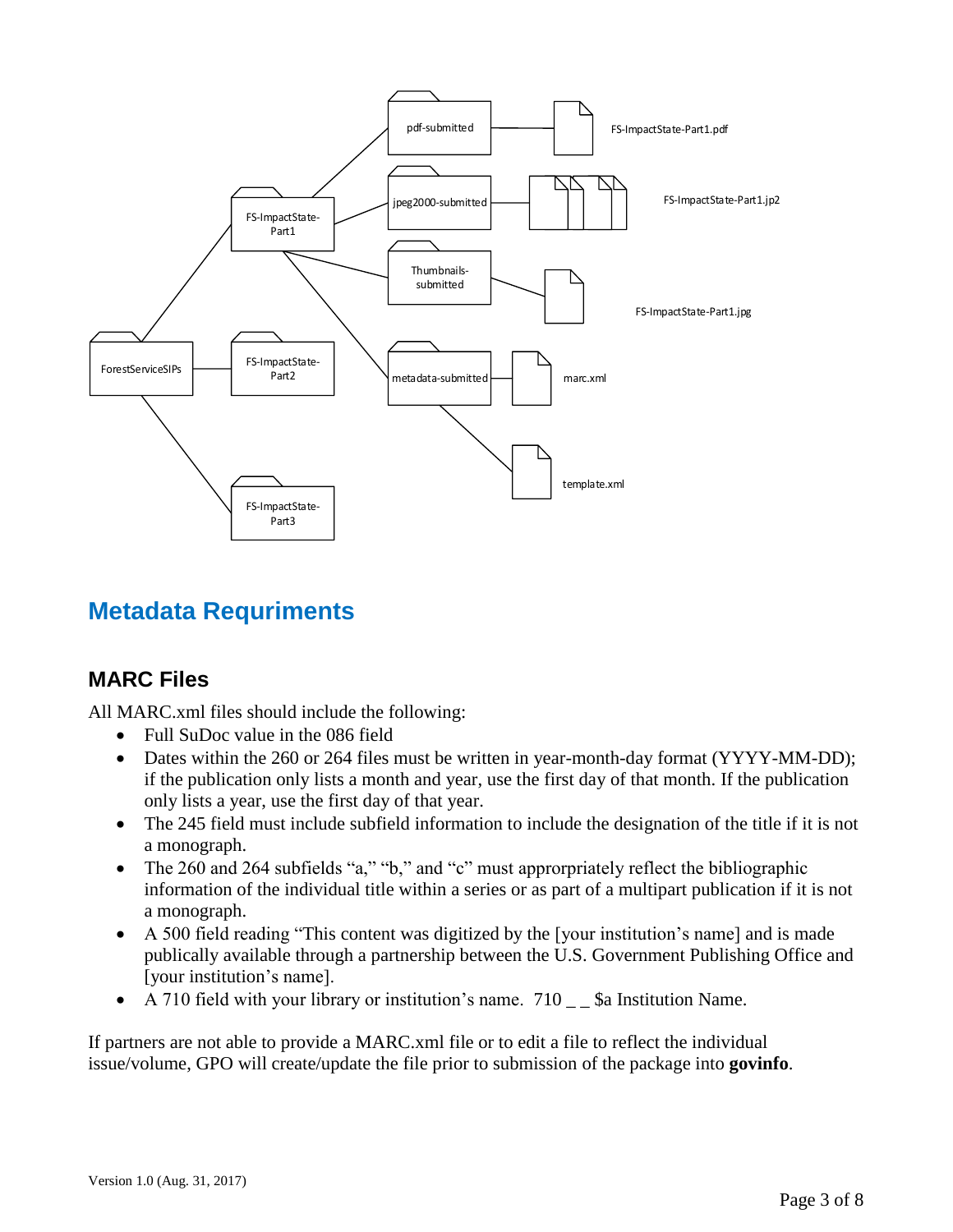## Metadata Requriments

### MARC Files

All MARC.xml files should include the following:

- Full SuDoc value in the 086 field
- Dates within the 260 or 264 files must be written in year-month-day format (YYYY-MM-DD); if the publication only lists a month and year, use the first day of that month. If the publication only lists a year, use the first day of that year.
- The 245 field must include subfield information to include the designation of the title if it is not a monograph.
- The 260 and 264 subfields "a," "b," and "c" must apprорriately reflect the bibliographic information of the individual title within a series or as part of a multipart publication if it is not a monograph.
- A 500 field reading "This content was digitized by the [your institution's name] and is made publically available through a partnership between the U.S. Government Publishing Office and [your institution's name].
- A 710 field with your library or institution's name. 710 _ _ $a Institution Name.

If partners are not able to provide a MARC.xml file or to edit a file to reflect the individual issue/volume, GPO will create/update the file prior to submission of the package into **govinfo**.

Version 1.0 (Aug. 31, 2017)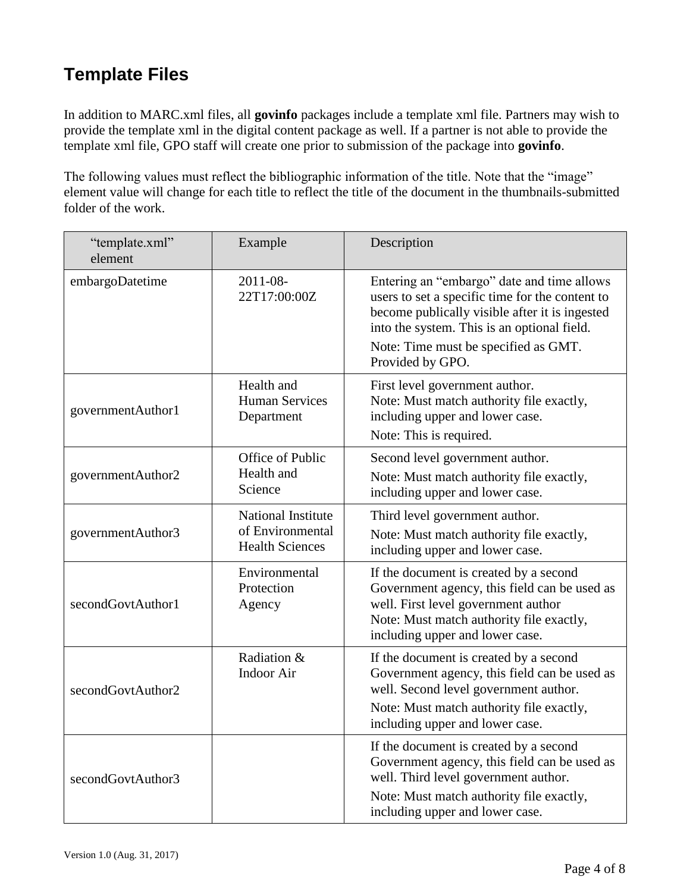## Template Files

In addition to MARC.xml files, all **govinfo** packages include a template xml file. Partners may wish to provide the template xml in the digital content package as well. If a partner is not able to provide the template xml file, GPO staff will create one prior to submission of the package into **govinfo**.

The following values must reflect the bibliographic information of the title. Note that the "image" element value will change for each title to reflect the title of the document in the thumbnails-submitted folder of the work.

| "template.xml" element | Example | Description |
| --- | --- | --- |
| embargoDatetime | 2011-08-22T17:00:00Z | Entering an "embargo" date and time allows users to set a specific time for the content to become publically visible after it is ingested into the system. This is an optional field.<br>Note: Time must be specified as GMT. Provided by GPO. |
| governmentAuthor1 | Health and Human Services Department | First level government author.<br>Note: Must match authority file exactly, including upper and lower case.<br>Note: This is required. |
| governmentAuthor2 | Office of Public Health and Science | Second level government author.<br>Note: Must match authority file exactly, including upper and lower case. |
| governmentAuthor3 | National Institute of Environmental Health Sciences | Third level government author.<br>Note: Must match authority file exactly, including upper and lower case. |
| secondGovtAuthor1 | Environmental Protection Agency | If the document is created by a second Government agency, this field can be used as well. First level government author<br>Note: Must match authority file exactly, including upper and lower case. |
| secondGovtAuthor2 | Radiation & Indoor Air | If the document is created by a second Government agency, this field can be used as well. Second level government author.<br>Note: Must match authority file exactly, including upper and lower case. |
| secondGovtAuthor3 | | If the document is created by a second Government agency, this field can be used as well. Third level government author.<br>Note: Must match authority file exactly, including upper and lower case. |

Version 1.0 (Aug. 31, 2017)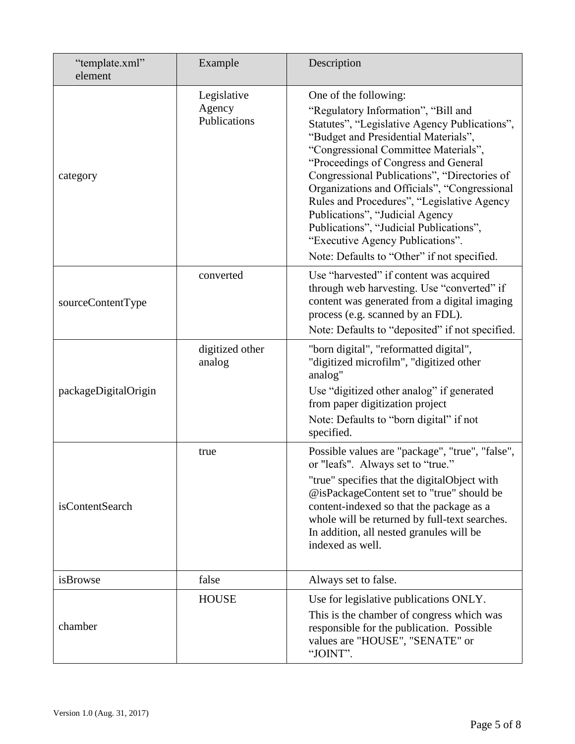| "template.xml" element | Example | Description |
|---|---|---|
| category | Legislative Agency Publications | One of the following: "Regulatory Information", "Bill and Statutes", "Legislative Agency Publications", "Budget and Presidential Materials", "Congressional Committee Materials", "Proceedings of Congress and General Congressional Publications", "Directories of Organizations and Officials", "Congressional Rules and Procedures", "Legislative Agency Publications", "Judicial Agency Publications", "Judicial Publications", "Executive Agency Publications". Note: Defaults to "Other" if not specified. |
| sourceContentType | converted | Use "harvested" if content was acquired through web harvesting. Use "converted" if content was generated from a digital imaging process (e.g. scanned by an FDL). Note: Defaults to "deposited" if not specified. |
| packageDigitalOrigin | digitized other analog | "born digital", "reformatted digital", "digitized microfilm", "digitized other analog" Use "digitized other analog" if generated from paper digitization project Note: Defaults to "born digital" if not specified. |
| isContentSearch | true | Possible values are "package", "true", "false", or "leafs". Always set to "true." "true" specifies that the digitalObject with @isPackageContent set to "true" should be content-indexed so that the package as a whole will be returned by full-text searches. In addition, all nested granules will be indexed as well. |
| isBrowse | false | Always set to false. |
| chamber | HOUSE | Use for legislative publications ONLY. This is the chamber of congress which was responsible for the publication. Possible values are "HOUSE", "SENATE" or "JOINT". |

Version 1.0 (Aug. 31, 2017)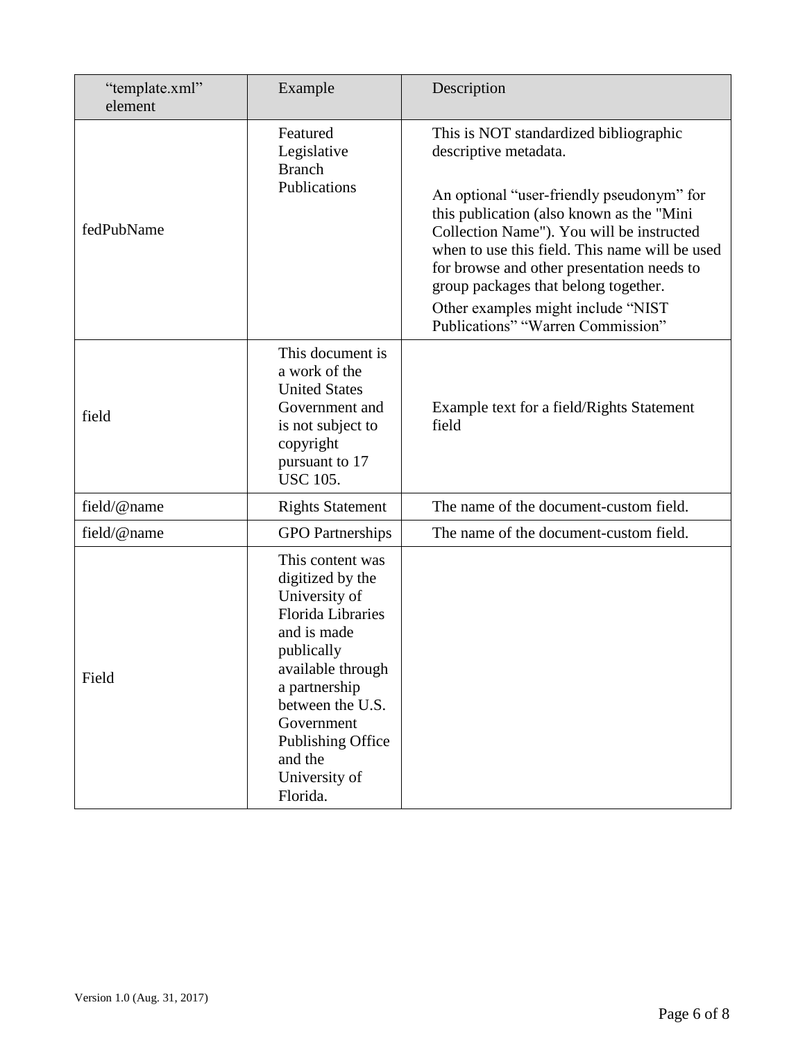| "template.xml" element | Example | Description |
| --- | --- | --- |
| fedPubName | Featured Legislative Branch Publications | This is NOT standardized bibliographic descriptive metadata.<br><br>An optional "user-friendly pseudonym" for this publication (also known as the "Mini Collection Name"). You will be instructed when to use this field. This name will be used for browse and other presentation needs to group packages that belong together.<br>Other examples might include "NIST Publications" "Warren Commission" |
| field | This document is a work of the United States Government and is not subject to copyright pursuant to 17 USC 105. | Example text for a field/Rights Statement field |
| field/@name | Rights Statement | The name of the document-custom field. |
| field/@name | GPO Partnerships | The name of the document-custom field. |
| Field | This content was digitized by the University of Florida Libraries and is made publically available through a partnership between the U.S. Government Publishing Office and the University of Florida. | |

Version 1.0 (Aug. 31, 2017)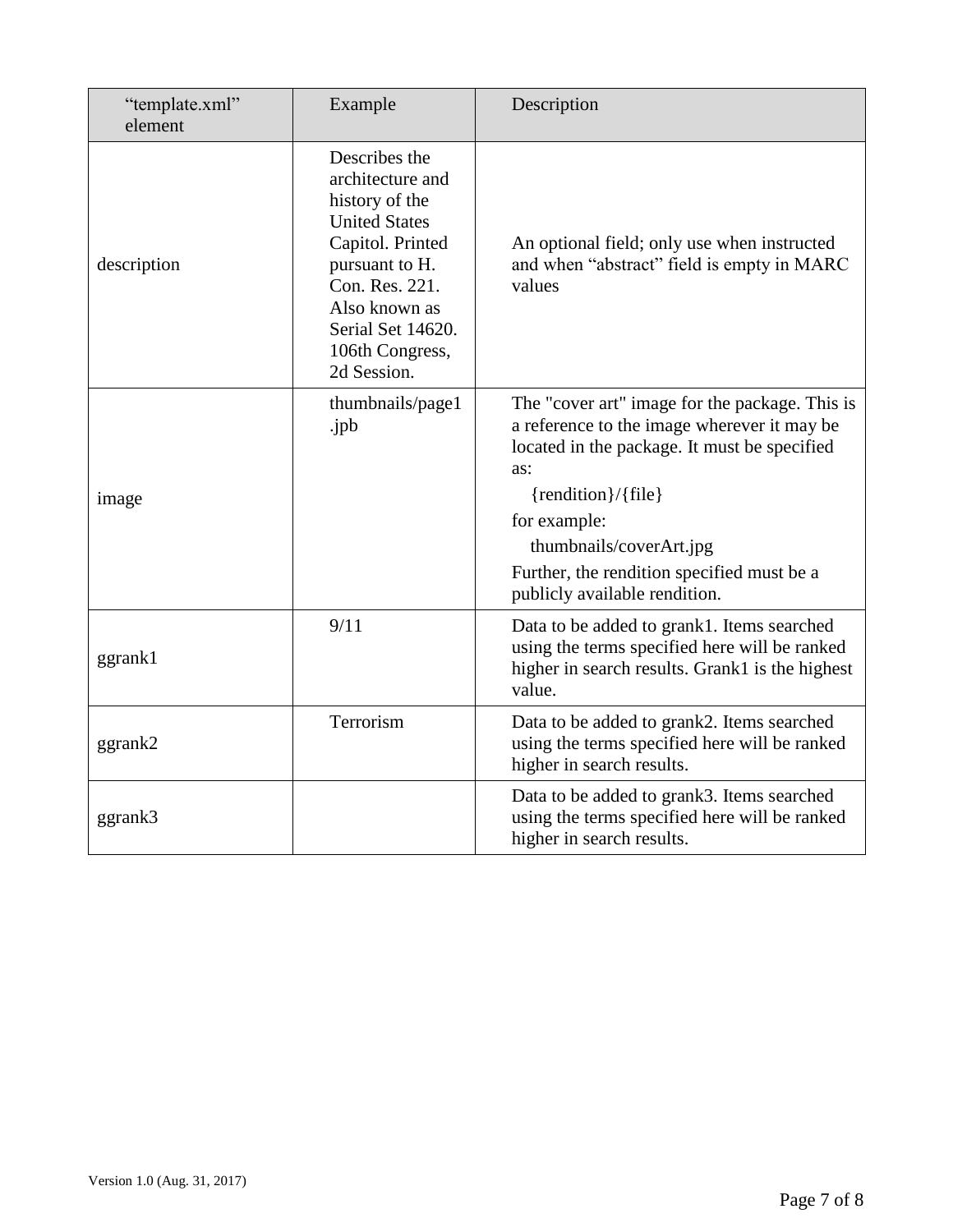| "template.xml" element | Example | Description |
|---|---|---|
| description | Describes the architecture and history of the United States Capitol. Printed pursuant to H. Con. Res. 221. Also known as Serial Set 14620. 106th Congress, 2d Session. | An optional field; only use when instructed and when "abstract" field is empty in MARC values |
| image | thumbnails/page1.jpb | The "cover art" image for the package. This is a reference to the image wherever it may be located in the package. It must be specified as:<br>{rendition}/{file}<br>for example:<br>thumbnails/coverArt.jpg<br>Further, the rendition specified must be a publicly available rendition. |
| ggrank1 | 9/11 | Data to be added to grank1. Items searched using the terms specified here will be ranked higher in search results. Grank1 is the highest value. |
| ggrank2 | Terrorism | Data to be added to grank2. Items searched using the terms specified here will be ranked higher in search results. |
| ggrank3 | | Data to be added to grank3. Items searched using the terms specified here will be ranked higher in search results. |

Version 1.0 (Aug. 31, 2017)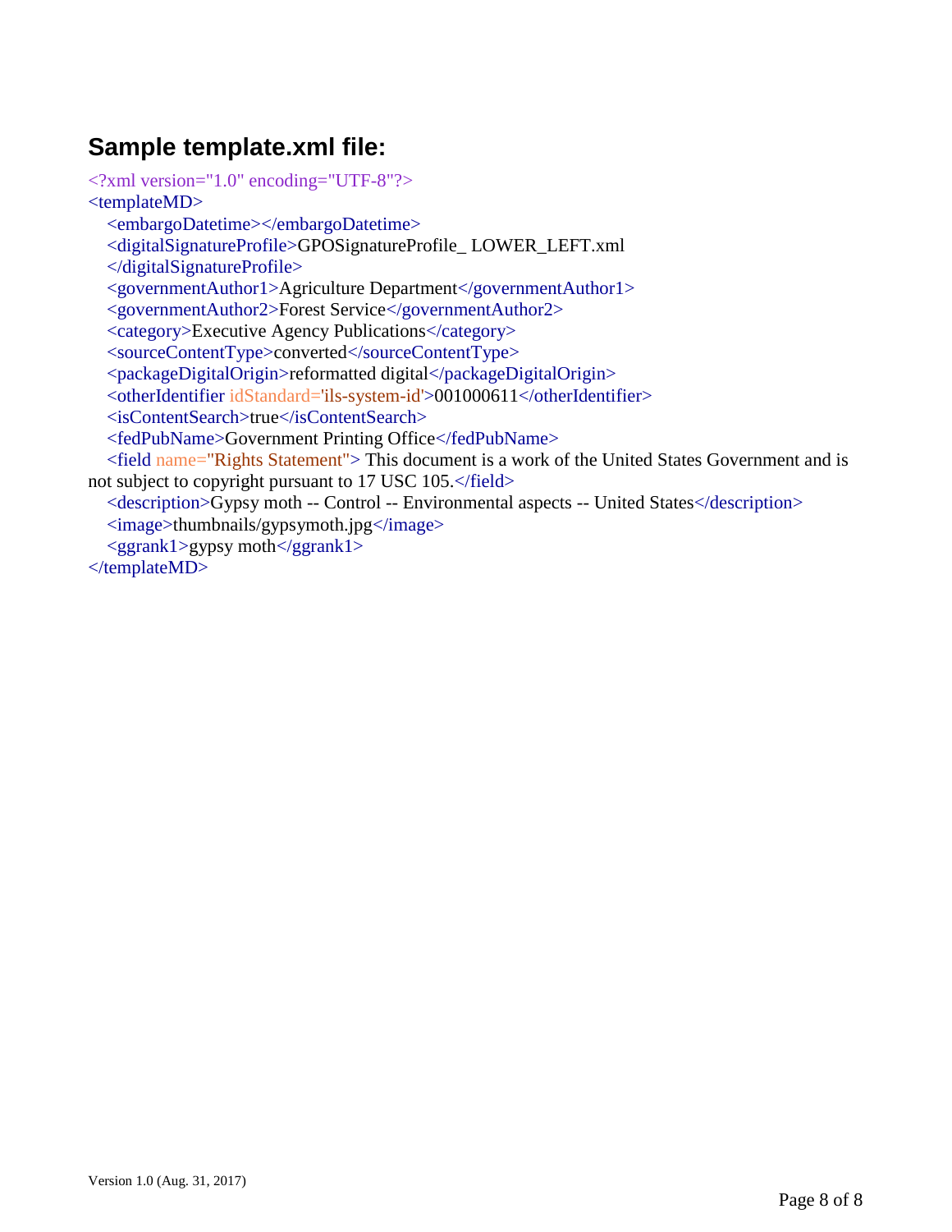## Sample template.xml file:

```xml
<?xml version="1.0" encoding="UTF-8"?>
<templateMD>
   <embargoDatetime></embargoDatetime>
   <digitalSignatureProfile>GPOSignatureProfile_ LOWER_LEFT.xml
   </digitalSignatureProfile>
   <governmentAuthor1>Agriculture Department</governmentAuthor1>
   <governmentAuthor2>Forest Service</governmentAuthor2>
   <category>Executive Agency Publications</category>
   <sourceContentType>converted</sourceContentType>
   <packageDigitalOrigin>reformatted digital</packageDigitalOrigin>
   <otherIdentifier idStandard='ils-system-id'>001000611</otherIdentifier>
   <isContentSearch>true</isContentSearch>
   <fedPubName>Government Printing Office</fedPubName>
   <field name="Rights Statement"> This document is a work of the United States Government and is
not subject to copyright pursuant to 17 USC 105.</field>
   <description>Gypsy moth -- Control -- Environmental aspects -- United States</description>
   <image>thumbnails/gypsymoth.jpg</image>
   <ggrank1>gypsy moth</ggrank1>
</templateMD>
```

Version 1.0 (Aug. 31, 2017)